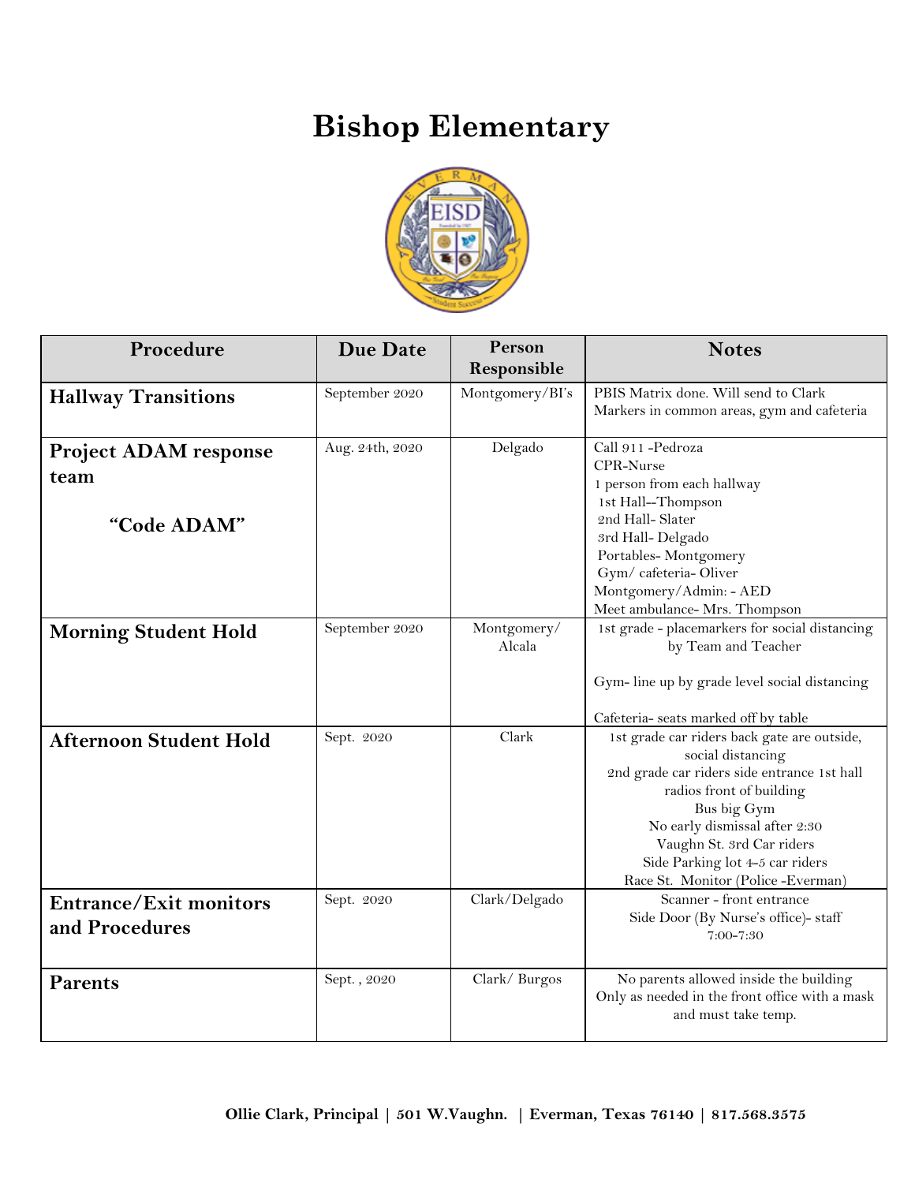# Bishop Elementary

| Procedure | Due Date | Person Responsible | Notes |
|---|---|---|---|
| **Hallway Transitions** | September 2020 | Montgomery/BI's | PBIS Matrix done. Will send to Clark<br>Markers in common areas, gym and cafeteria |
| **Project ADAM response team**<br><br>**"Code ADAM"** | Aug. 24th, 2020 | Delgado | Call 911 -Pedroza<br>CPR-Nurse<br>1 person from each hallway<br>1st Hall--Thompson<br>2nd Hall- Slater<br>3rd Hall- Delgado<br>Portables- Montgomery<br>Gym/ cafeteria- Oliver<br>Montgomery/Admin: - AED<br>Meet ambulance- Mrs. Thompson |
| **Morning Student Hold** | September 2020 | Montgomery/ Alcala | 1st grade - placemarkers for social distancing by Team and Teacher<br><br>Gym- line up by grade level social distancing<br><br>Cafeteria- seats marked off by table |
| **Afternoon Student Hold** | Sept. 2020 | Clark | 1st grade car riders back gate are outside, social distancing<br>2nd grade car riders side entrance 1st hall<br>radios front of building<br>Bus big Gym<br>No early dismissal after 2:30<br>Vaughn St. 3rd Car riders<br>Side Parking lot 4-5 car riders<br>Race St. Monitor (Police -Everman) |
| **Entrance/Exit monitors and Procedures** | Sept. 2020 | Clark/Delgado | Scanner - front entrance<br>Side Door (By Nurse's office)- staff<br>7:00-7:30 |
| **Parents** | Sept. , 2020 | Clark/ Burgos | No parents allowed inside the building<br>Only as needed in the front office with a mask and must take temp. |

**Ollie Clark, Principal | 501 W.Vaughn. | Everman, Texas 76140 | 817.568.3575**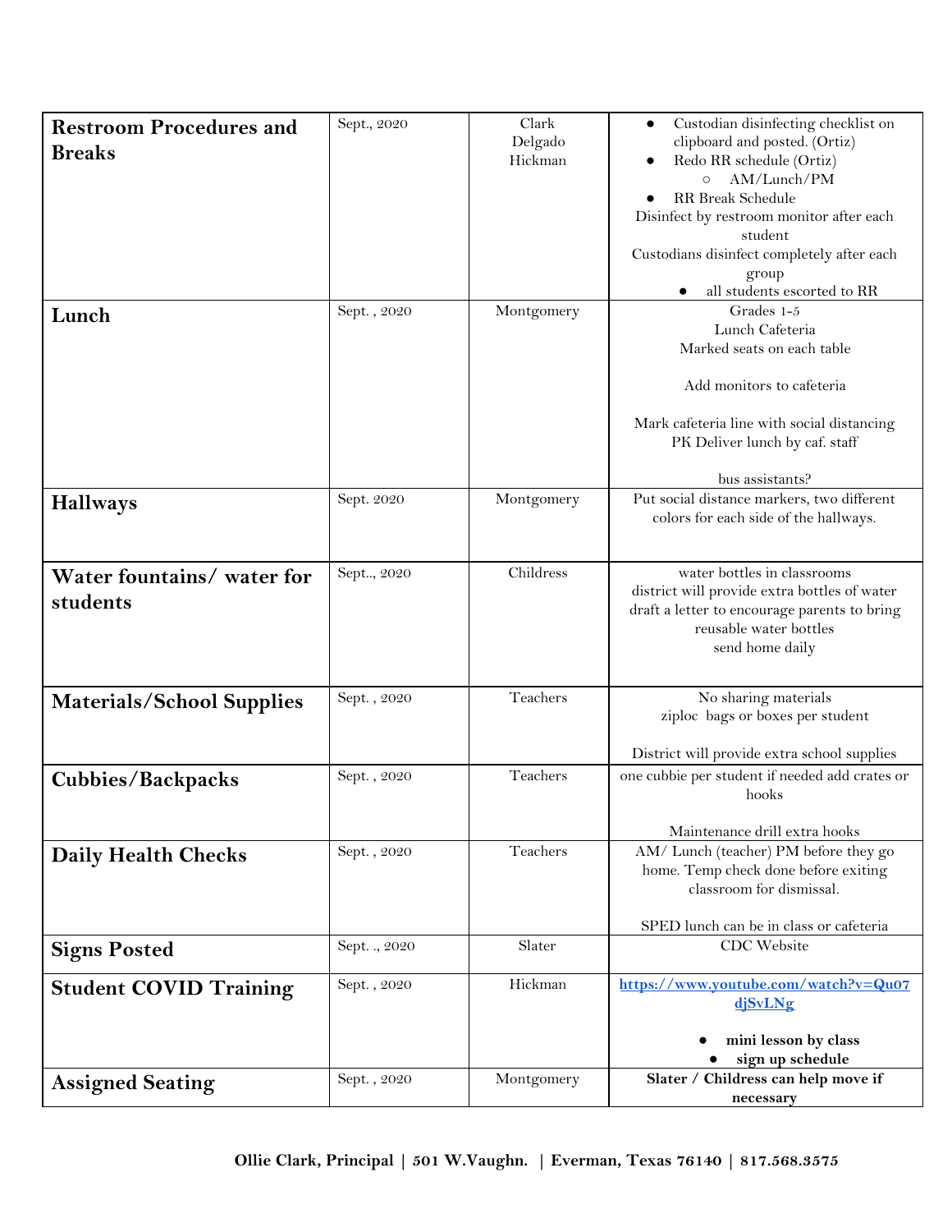| Restroom Procedures and Breaks | Sept., 2020 | Clark<br>Delgado<br>Hickman | • Custodian disinfecting checklist on clipboard and posted. (Ortiz)<br>• Redo RR schedule (Ortiz)<br>  ○ AM/Lunch/PM<br>• RR Break Schedule<br>Disinfect by restroom monitor after each student<br>Custodians disinfect completely after each group<br>• all students escorted to RR |
|---|---|---|---|
| **Lunch** | Sept. , 2020 | Montgomery | Grades 1-5<br>Lunch Cafeteria<br>Marked seats on each table<br><br>Add monitors to cafeteria<br><br>Mark cafeteria line with social distancing<br>PK Deliver lunch by caf. staff<br><br>bus assistants? |
| **Hallways** | Sept. 2020 | Montgomery | Put social distance markers, two different colors for each side of the hallways. |
| **Water fountains/ water for students** | Sept.., 2020 | Childress | water bottles in classrooms<br>district will provide extra bottles of water<br>draft a letter to encourage parents to bring reusable water bottles<br>send home daily |
| **Materials/School Supplies** | Sept. , 2020 | Teachers | No sharing materials<br>ziploc bags or boxes per student<br><br>District will provide extra school supplies |
| **Cubbies/Backpacks** | Sept. , 2020 | Teachers | one cubbie per student if needed add crates or hooks<br><br>Maintenance drill extra hooks |
| **Daily Health Checks** | Sept. , 2020 | Teachers | AM/ Lunch (teacher) PM before they go home. Temp check done before exiting classroom for dismissal.<br><br>SPED lunch can be in class or cafeteria |
| **Signs Posted** | Sept. ., 2020 | Slater | CDC Website |
| **Student COVID Training** | Sept. , 2020 | Hickman | **https://www.youtube.com/watch?v=Qu07djSvLNg**<br><br>• **mini lesson by class**<br>• **sign up schedule** |
| **Assigned Seating** | Sept. , 2020 | Montgomery | **Slater / Childress can help move if necessary** |

**Ollie Clark, Principal | 501 W.Vaughn. | Everman, Texas 76140 | 817.568.3575**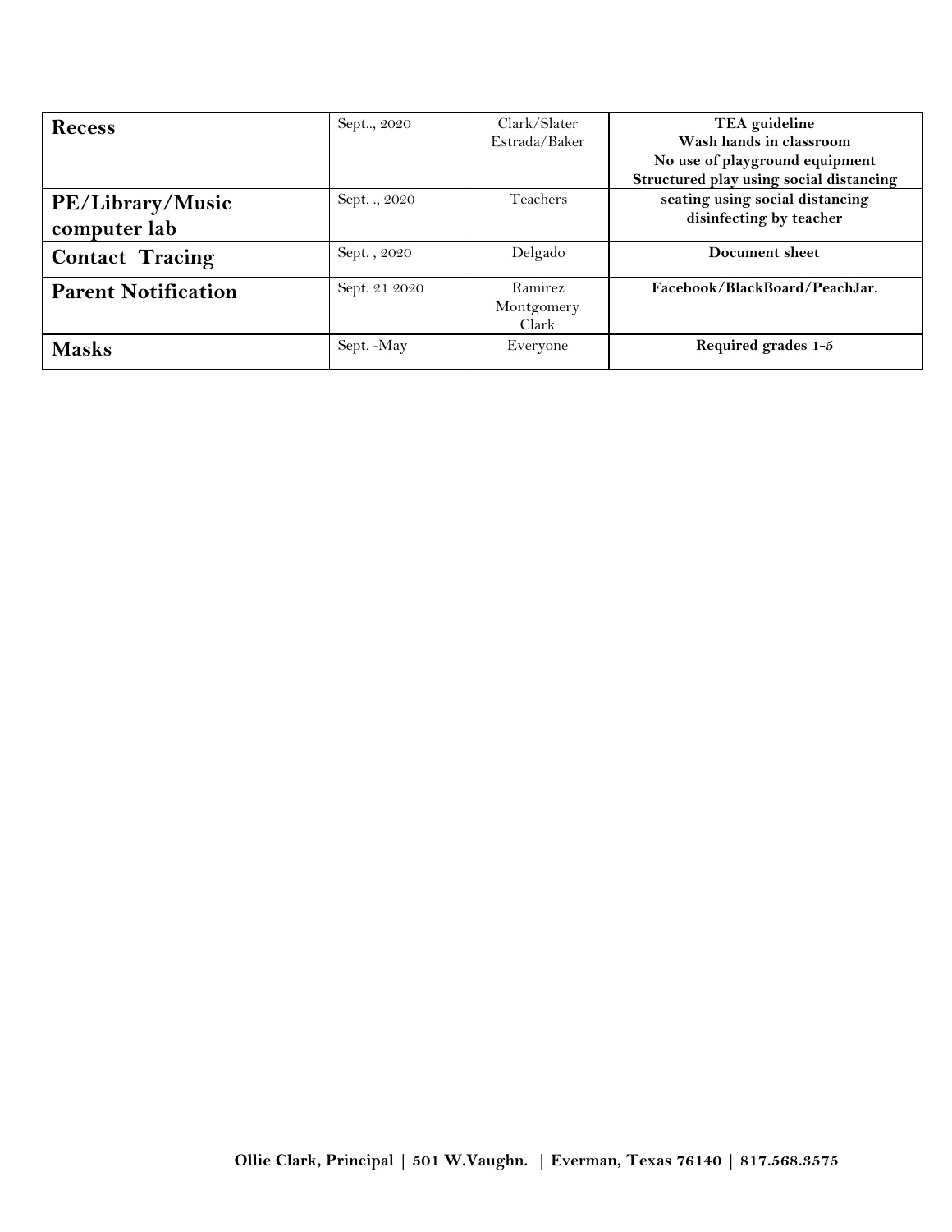| | | | |
|---|---|---|---|
| **Recess** | Sept.., 2020 | Clark/Slater<br>Estrada/Baker | **TEA guideline**<br>**Wash hands in classroom**<br>**No use of playground equipment**<br>**Structured play using social distancing** |
| **PE/Library/Music computer lab** | Sept. ., 2020 | Teachers | **seating using social distancing**<br>**disinfecting by teacher** |
| **Contact Tracing** | Sept. , 2020 | Delgado | **Document sheet** |
| **Parent Notification** | Sept. 21 2020 | Ramirez<br>Montgomery<br>Clark | **Facebook/BlackBoard/PeachJar.** |
| **Masks** | Sept. -May | Everyone | **Required grades 1-5** |